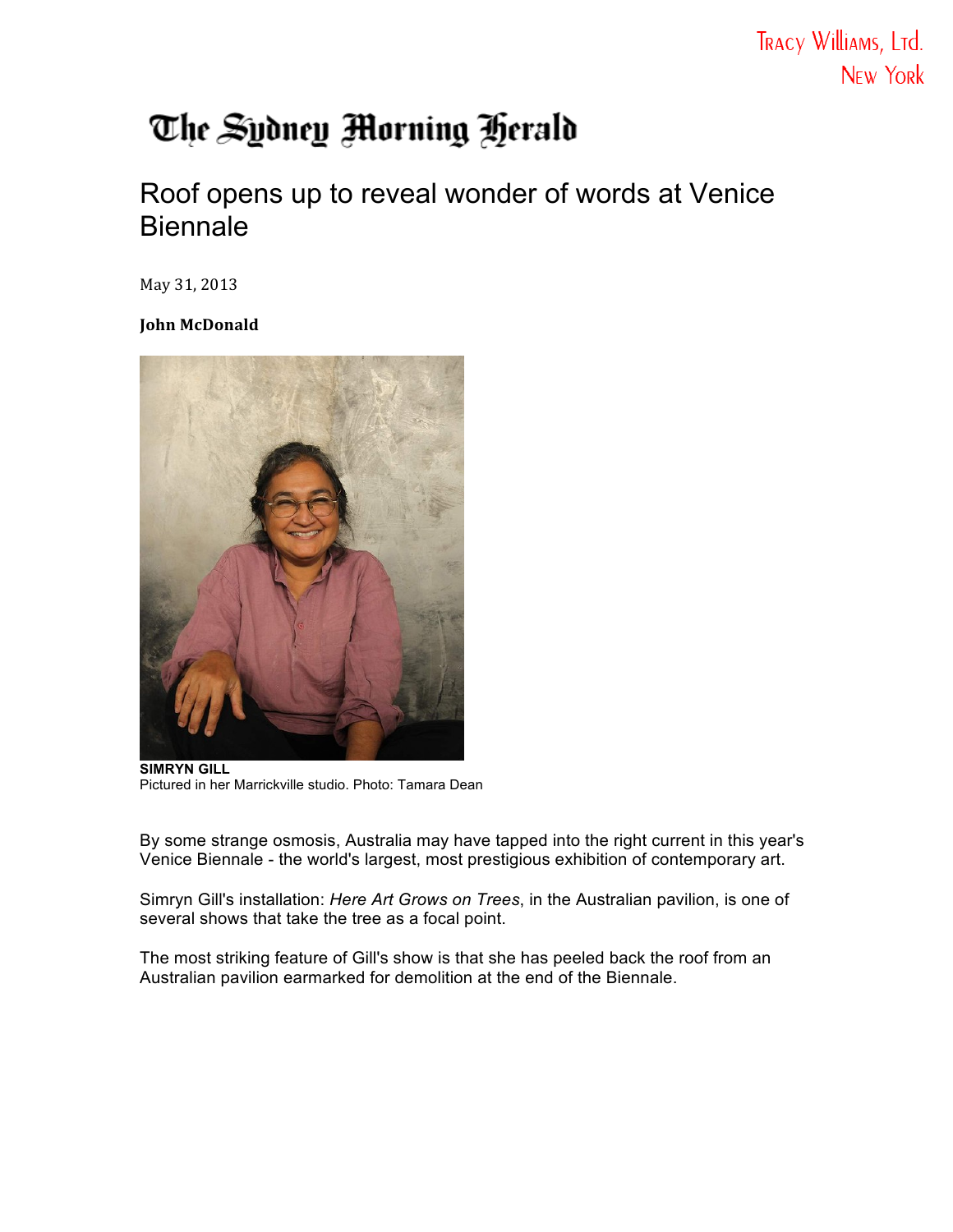Tracy Williams, Ltd.
New York

The Sydney Morning Herald

# Roof opens up to reveal wonder of words at Venice Biennale

May 31, 2013

**John McDonald**

**SIMRYN GILL**
Pictured in her Marrickville studio. Photo: Tamara Dean

By some strange osmosis, Australia may have tapped into the right current in this year's Venice Biennale - the world's largest, most prestigious exhibition of contemporary art.

Simryn Gill's installation: *Here Art Grows on Trees*, in the Australian pavilion, is one of several shows that take the tree as a focal point.

The most striking feature of Gill's show is that she has peeled back the roof from an Australian pavilion earmarked for demolition at the end of the Biennale.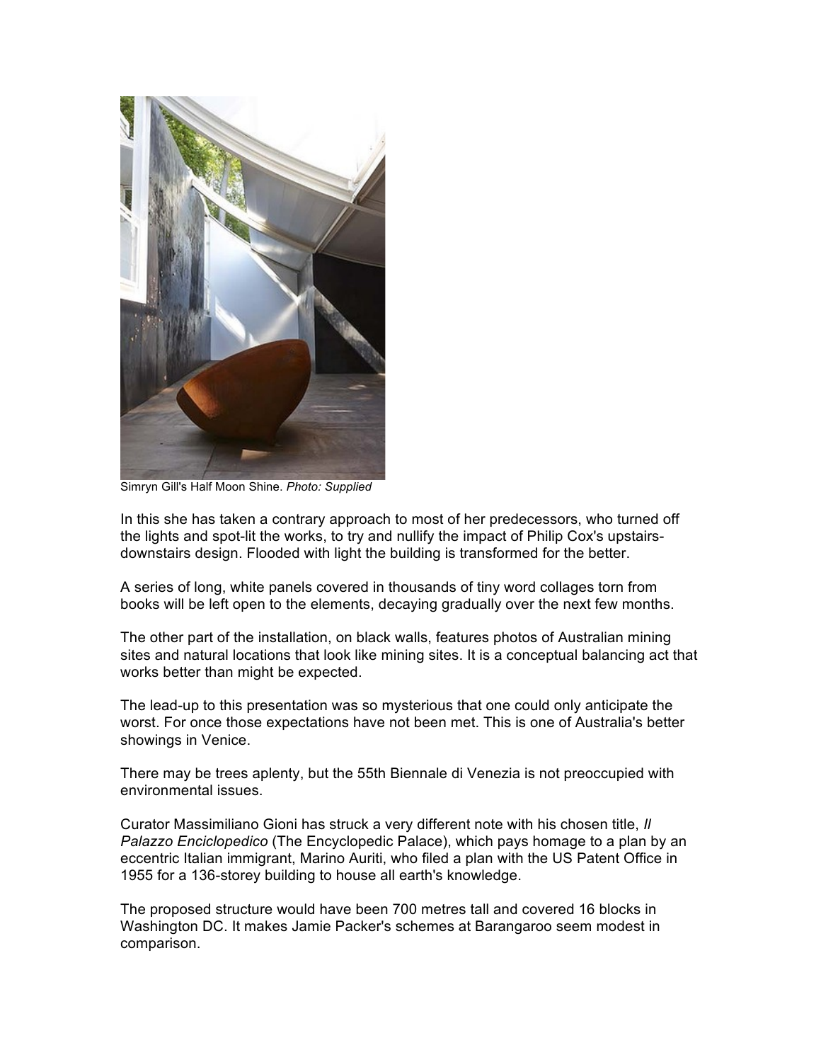Simryn Gill's Half Moon Shine. *Photo: Supplied*

In this she has taken a contrary approach to most of her predecessors, who turned off the lights and spot-lit the works, to try and nullify the impact of Philip Cox's upstairs-downstairs design. Flooded with light the building is transformed for the better.

A series of long, white panels covered in thousands of tiny word collages torn from books will be left open to the elements, decaying gradually over the next few months.

The other part of the installation, on black walls, features photos of Australian mining sites and natural locations that look like mining sites. It is a conceptual balancing act that works better than might be expected.

The lead-up to this presentation was so mysterious that one could only anticipate the worst. For once those expectations have not been met. This is one of Australia's better showings in Venice.

There may be trees aplenty, but the 55th Biennale di Venezia is not preoccupied with environmental issues.

Curator Massimiliano Gioni has struck a very different note with his chosen title, *Il Palazzo Enciclopedico* (The Encyclopedic Palace), which pays homage to a plan by an eccentric Italian immigrant, Marino Auriti, who filed a plan with the US Patent Office in 1955 for a 136-storey building to house all earth's knowledge.

The proposed structure would have been 700 metres tall and covered 16 blocks in Washington DC. It makes Jamie Packer's schemes at Barangaroo seem modest in comparison.